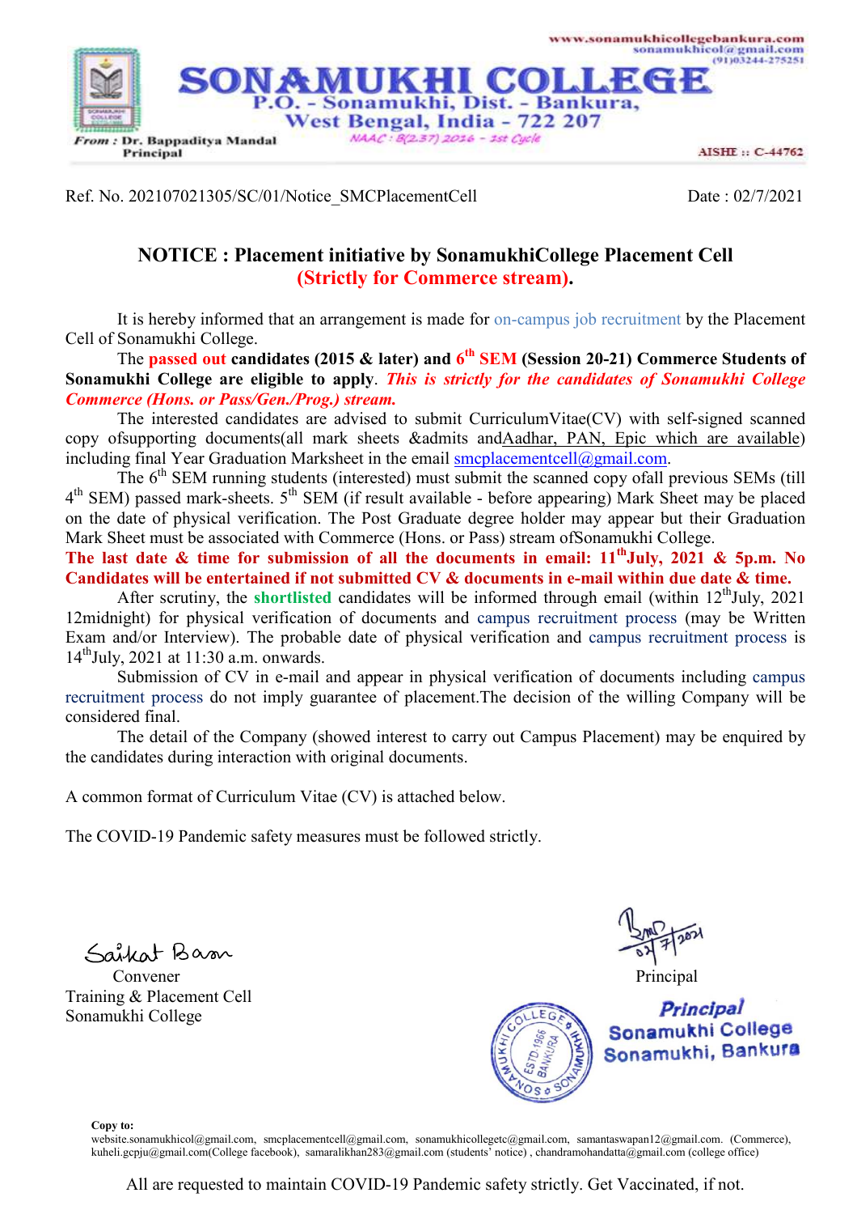www.sonamukhicollegebankura.com
sonamukhicol@gmail.com
(91)03244-275251

# SONAMUKHI COLLEGE

P.O. - Sonamukhi, Dist. - Bankura,
West Bengal, India - 722 207

NAAC : B(2.37) 2016 - 1st Cycle

**From : Dr. Bappaditya Mandal**
**Principal**

AISHE :: C-44762

Ref. No. 202107021305/SC/01/Notice_SMCPlacementCell

Date : 02/7/2021

## NOTICE : Placement initiative by SonamukhiCollege Placement Cell (Strictly for Commerce stream).

It is hereby informed that an arrangement is made for on-campus job recruitment by the Placement Cell of Sonamukhi College.

The **passed out candidates (2015 & later) and 6th SEM (Session 20-21) Commerce Students of Sonamukhi College are eligible to apply**. ***This is strictly for the candidates of Sonamukhi College Commerce (Hons. or Pass/Gen./Prog.) stream.***

The interested candidates are advised to submit CurriculumVitae(CV) with self-signed scanned copy ofsupporting documents(all mark sheets &admits andAadhar, PAN, Epic which are available) including final Year Graduation Marksheet in the email smcplacementcell@gmail.com.

The 6th SEM running students (interested) must submit the scanned copy ofall previous SEMs (till 4th SEM) passed mark-sheets. 5th SEM (if result available - before appearing) Mark Sheet may be placed on the date of physical verification. The Post Graduate degree holder may appear but their Graduation Mark Sheet must be associated with Commerce (Hons. or Pass) stream ofSonamukhi College.

**The last date & time for submission of all the documents in email: 11thJuly, 2021 & 5p.m. No Candidates will be entertained if not submitted CV & documents in e-mail within due date & time.**

After scrutiny, the **shortlisted** candidates will be informed through email (within 12thJuly, 2021 12midnight) for physical verification of documents and campus recruitment process (may be Written Exam and/or Interview). The probable date of physical verification and campus recruitment process is 14thJuly, 2021 at 11:30 a.m. onwards.

Submission of CV in e-mail and appear in physical verification of documents including campus recruitment process do not imply guarantee of placement.The decision of the willing Company will be considered final.

The detail of the Company (showed interest to carry out Campus Placement) may be enquired by the candidates during interaction with original documents.

A common format of Curriculum Vitae (CV) is attached below.

The COVID-19 Pandemic safety measures must be followed strictly.

Saikat Basu
Convener
Training & Placement Cell
Sonamukhi College

02/7/2021
Principal

**Principal**
**Sonamukhi College**
**Sonamukhi, Bankura**

**Copy to:**
website.sonamukhicol@gmail.com, smcplacementcell@gmail.com, sonamukhicollegetc@gmail.com, samantaswapan12@gmail.com. (Commerce), kuheli.gcpju@gmail.com(College facebook), samaralikhan283@gmail.com (students' notice) , chandramohandatta@gmail.com (college office)

All are requested to maintain COVID-19 Pandemic safety strictly. Get Vaccinated, if not.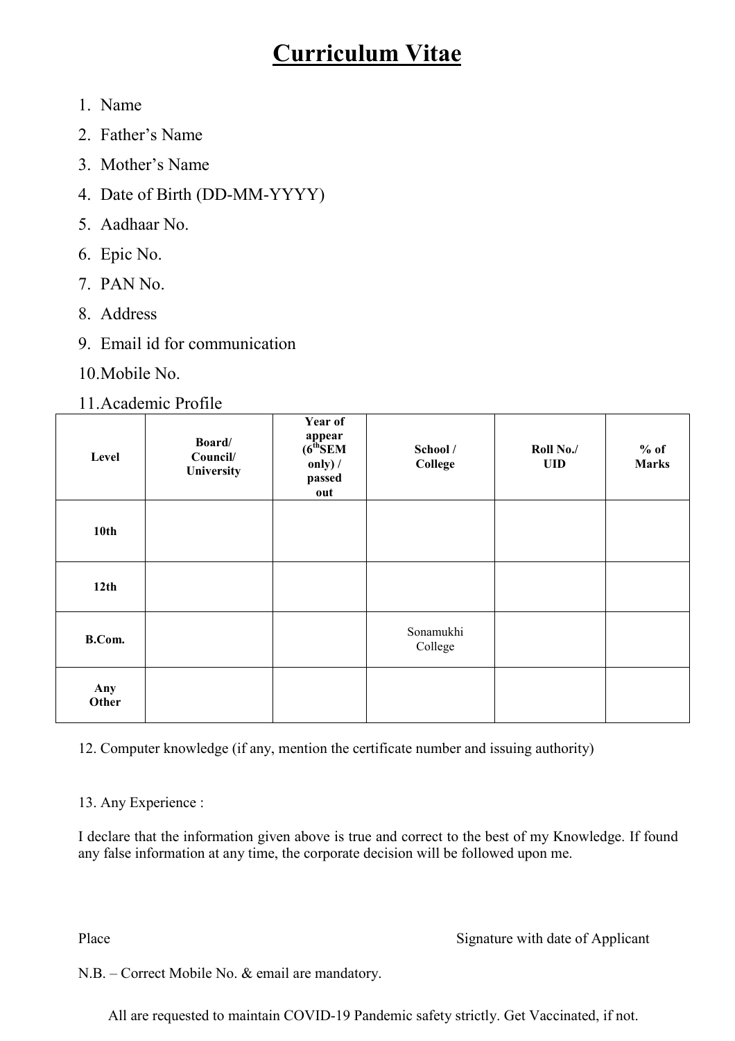# Curriculum Vitae

1. Name
2. Father's Name
3. Mother's Name
4. Date of Birth (DD-MM-YYYY)
5. Aadhaar No.
6. Epic No.
7. PAN No.
8. Address
9. Email id for communication
10. Mobile No.
11. Academic Profile

| Level | Board/ Council/ University | Year of appear (6$^{th}$SEM only) / passed out | School / College | Roll No./ UID | % of Marks |
|---|---|---|---|---|---|
| 10th | | | | | |
| 12th | | | | | |
| B.Com. | | | Sonamukhi College | | |
| Any Other | | | | | |

12. Computer knowledge (if any, mention the certificate number and issuing authority)

13. Any Experience :

I declare that the information given above is true and correct to the best of my Knowledge. If found any false information at any time, the corporate decision will be followed upon me.

Place

Signature with date of Applicant

N.B. – Correct Mobile No. & email are mandatory.

All are requested to maintain COVID-19 Pandemic safety strictly. Get Vaccinated, if not.